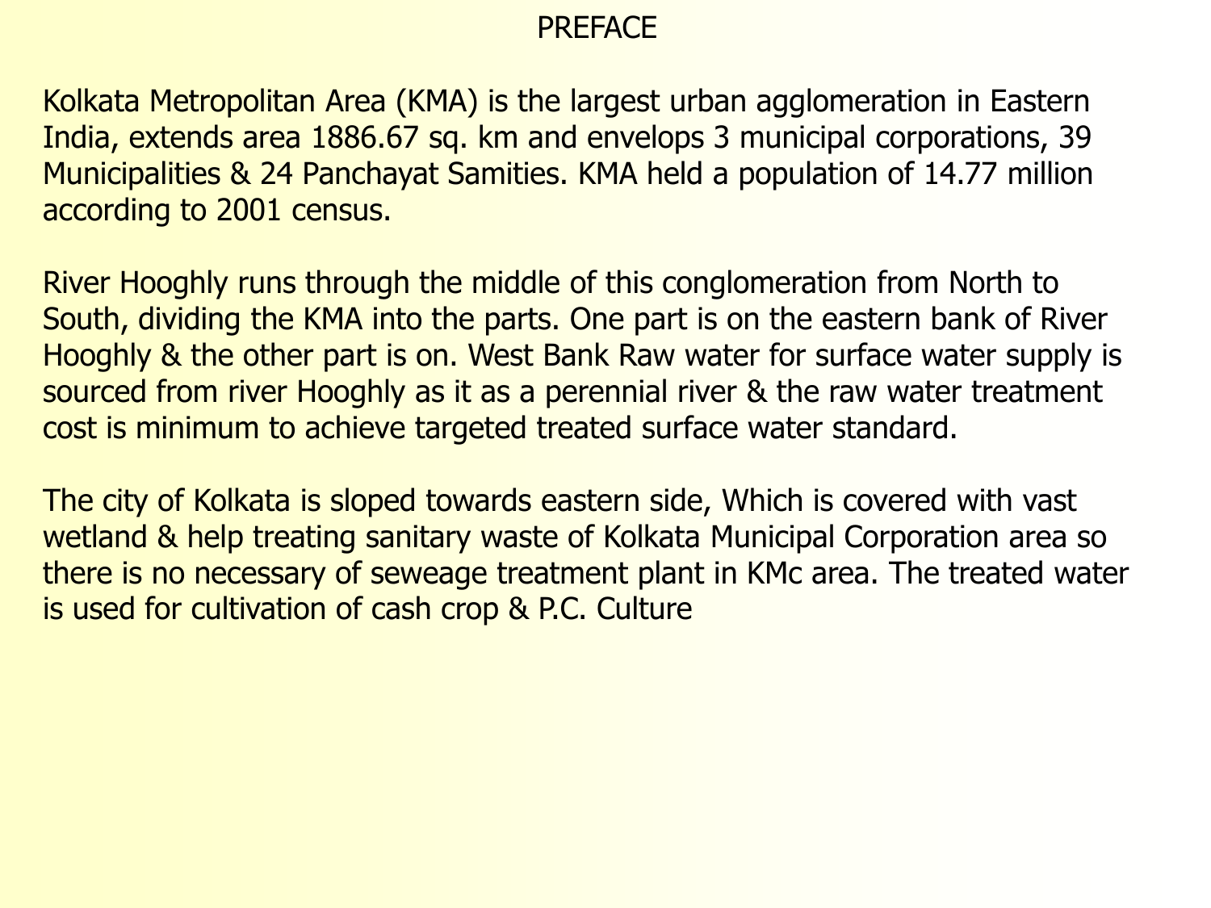# PREFACE

Kolkata Metropolitan Area (KMA) is the largest urban agglomeration in Eastern India, extends area 1886.67 sq. km and envelops 3 municipal corporations, 39 Municipalities & 24 Panchayat Samities. KMA held a population of 14.77 million according to 2001 census.

River Hooghly runs through the middle of this conglomeration from North to South, dividing the KMA into the parts. One part is on the eastern bank of River Hooghly & the other part is on. West Bank Raw water for surface water supply is sourced from river Hooghly as it as a perennial river & the raw water treatment cost is minimum to achieve targeted treated surface water standard.

The city of Kolkata is sloped towards eastern side, Which is covered with vast wetland & help treating sanitary waste of Kolkata Municipal Corporation area so there is no necessary of seweage treatment plant in KMc area. The treated water is used for cultivation of cash crop & P.C. Culture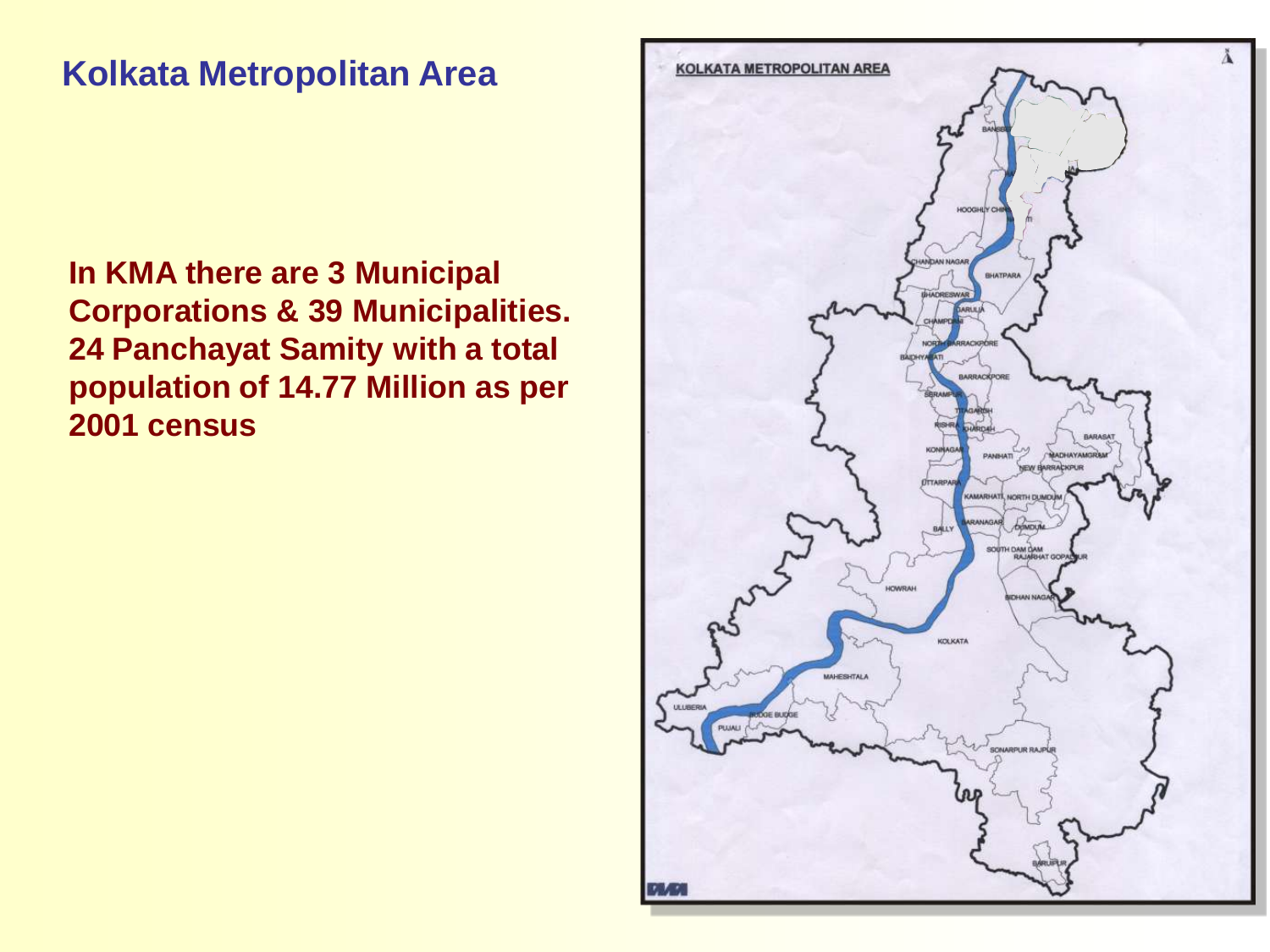# Kolkata Metropolitan Area

**In KMA there are 3 Municipal Corporations & 39 Municipalities. 24 Panchayat Samity with a total population of 14.77 Million as per 2001 census**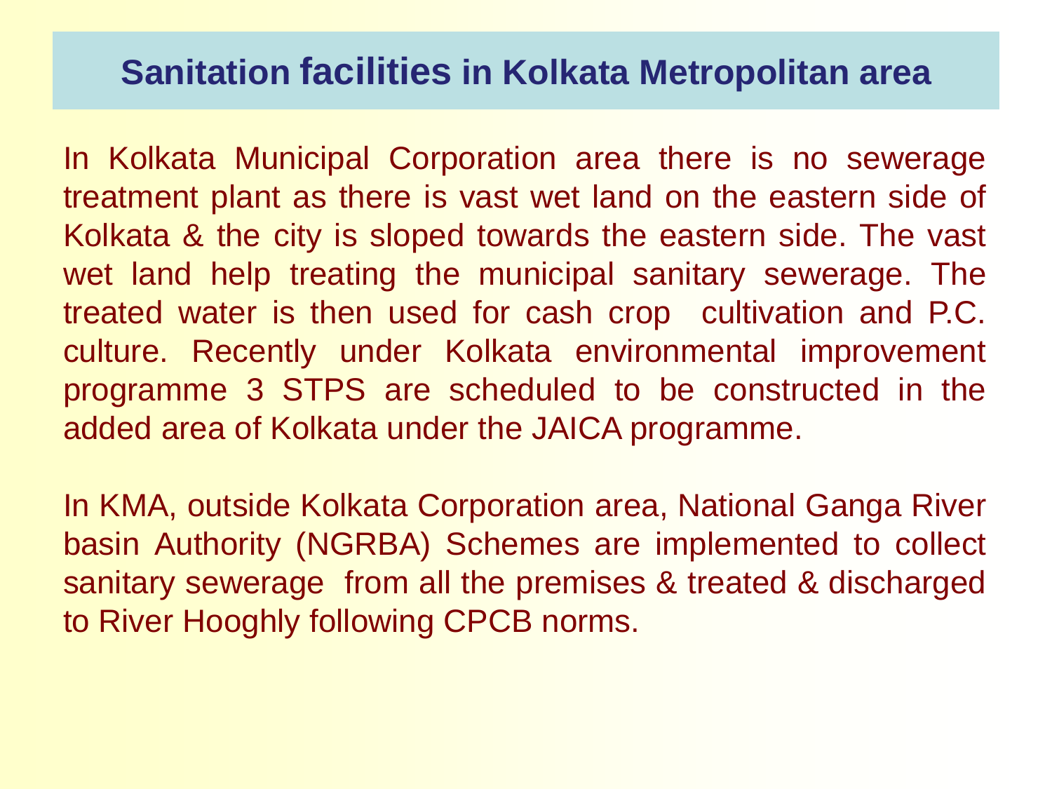# Sanitation facilities in Kolkata Metropolitan area

In Kolkata Municipal Corporation area there is no sewerage treatment plant as there is vast wet land on the eastern side of Kolkata & the city is sloped towards the eastern side. The vast wet land help treating the municipal sanitary sewerage. The treated water is then used for cash crop cultivation and P.C. culture. Recently under Kolkata environmental improvement programme 3 STPS are scheduled to be constructed in the added area of Kolkata under the JAICA programme.

In KMA, outside Kolkata Corporation area, National Ganga River basin Authority (NGRBA) Schemes are implemented to collect sanitary sewerage from all the premises & treated & discharged to River Hooghly following CPCB norms.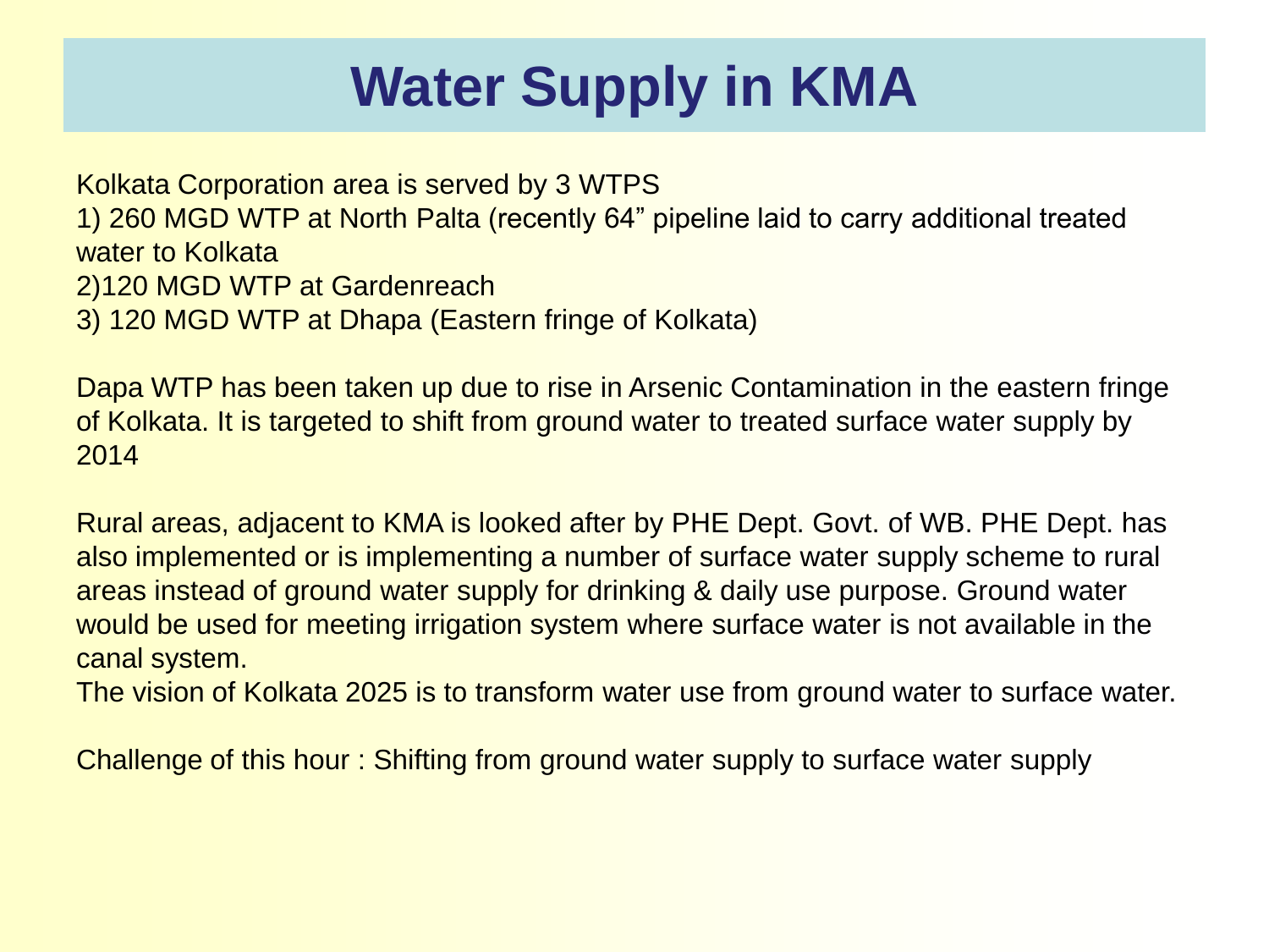# Water Supply in KMA

Kolkata Corporation area is served by 3 WTPS
1) 260 MGD WTP at North Palta (recently 64" pipeline laid to carry additional treated water to Kolkata
2)120 MGD WTP at Gardenreach
3) 120 MGD WTP at Dhapa (Eastern fringe of Kolkata)

Dapa WTP has been taken up due to rise in Arsenic Contamination in the eastern fringe of Kolkata. It is targeted to shift from ground water to treated surface water supply by 2014

Rural areas, adjacent to KMA is looked after by PHE Dept. Govt. of WB. PHE Dept. has also implemented or is implementing a number of surface water supply scheme to rural areas instead of ground water supply for drinking & daily use purpose. Ground water would be used for meeting irrigation system where surface water is not available in the canal system.
The vision of Kolkata 2025 is to transform water use from ground water to surface water.

Challenge of this hour : Shifting from ground water supply to surface water supply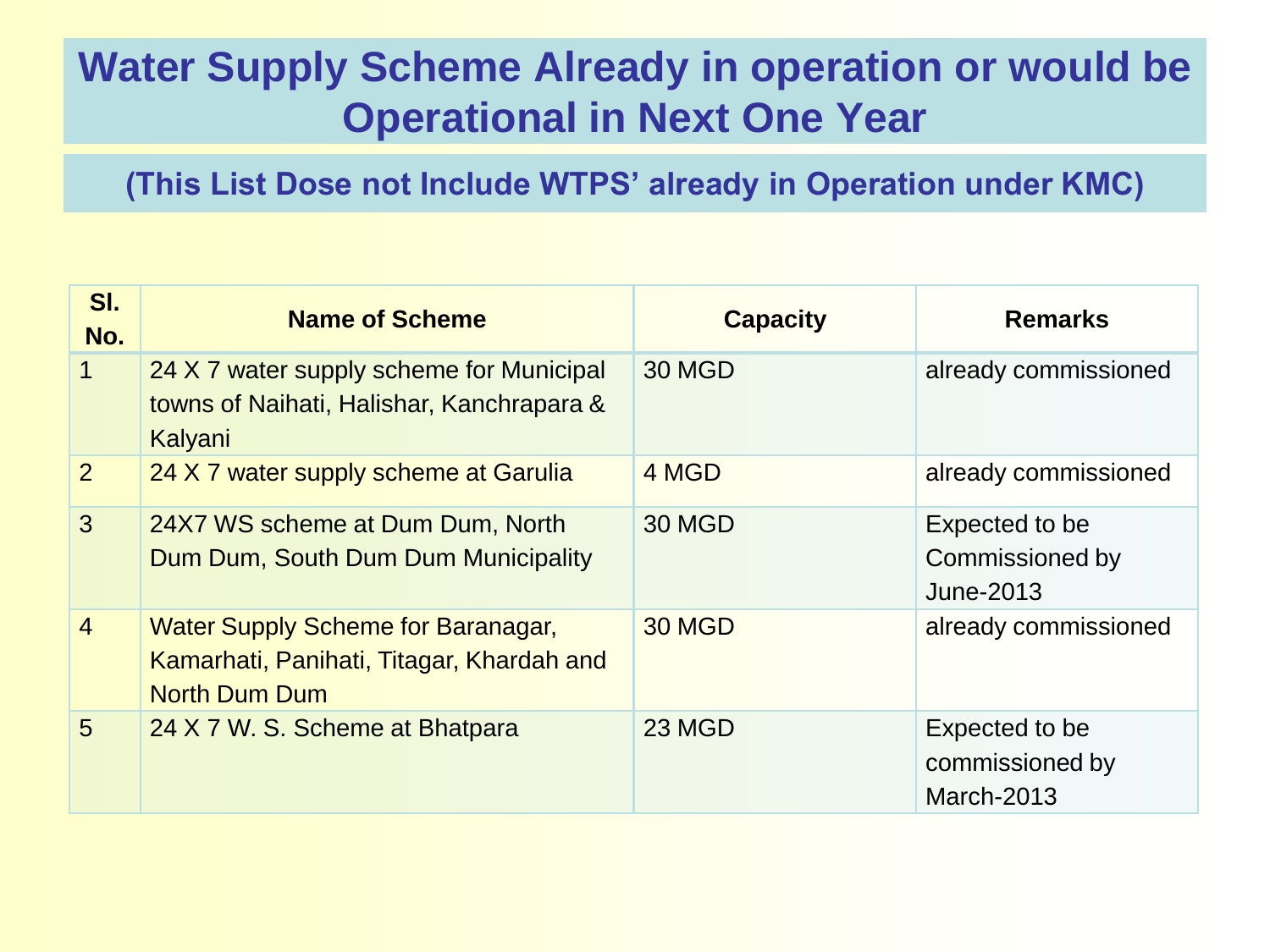# Water Supply Scheme Already in operation or would be Operational in Next One Year

## (This List Dose not Include WTPS' already in Operation under KMC)

| Sl. No. | Name of Scheme | Capacity | Remarks |
|---|---|---|---|
| 1 | 24 X 7 water supply scheme for Municipal towns of Naihati, Halishar, Kanchrapara & Kalyani | 30 MGD | already commissioned |
| 2 | 24 X 7 water supply scheme at Garulia | 4 MGD | already commissioned |
| 3 | 24X7 WS scheme at Dum Dum, North Dum Dum, South Dum Dum Municipality | 30 MGD | Expected to be Commissioned by June-2013 |
| 4 | Water Supply Scheme for Baranagar, Kamarhati, Panihati, Titagar, Khardah and North Dum Dum | 30 MGD | already commissioned |
| 5 | 24 X 7 W. S. Scheme at Bhatpara | 23 MGD | Expected to be commissioned by March-2013 |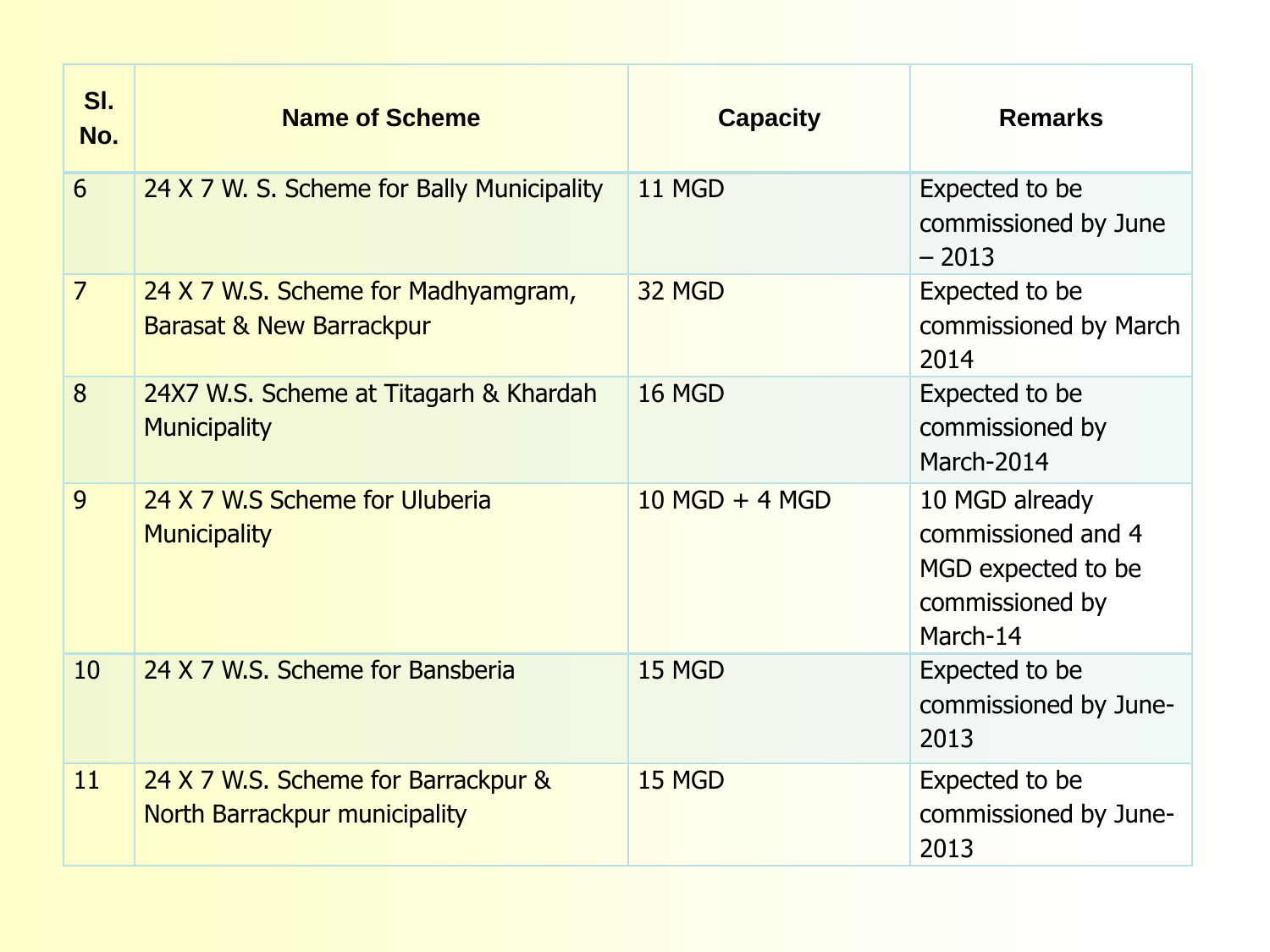| Sl. No. | Name of Scheme | Capacity | Remarks |
|---|---|---|---|
| 6 | 24 X 7 W. S. Scheme for Bally Municipality | 11 MGD | Expected to be commissioned by June – 2013 |
| 7 | 24 X 7 W.S. Scheme for Madhyamgram, Barasat & New Barrackpur | 32 MGD | Expected to be commissioned by March 2014 |
| 8 | 24X7 W.S. Scheme at Titagarh & Khardah Municipality | 16 MGD | Expected to be commissioned by March-2014 |
| 9 | 24 X 7 W.S Scheme for Uluberia Municipality | 10 MGD + 4 MGD | 10 MGD already commissioned and 4 MGD expected to be commissioned by March-14 |
| 10 | 24 X 7 W.S. Scheme for Bansberia | 15 MGD | Expected to be commissioned by June-2013 |
| 11 | 24 X 7 W.S. Scheme for Barrackpur & North Barrackpur municipality | 15 MGD | Expected to be commissioned by June-2013 |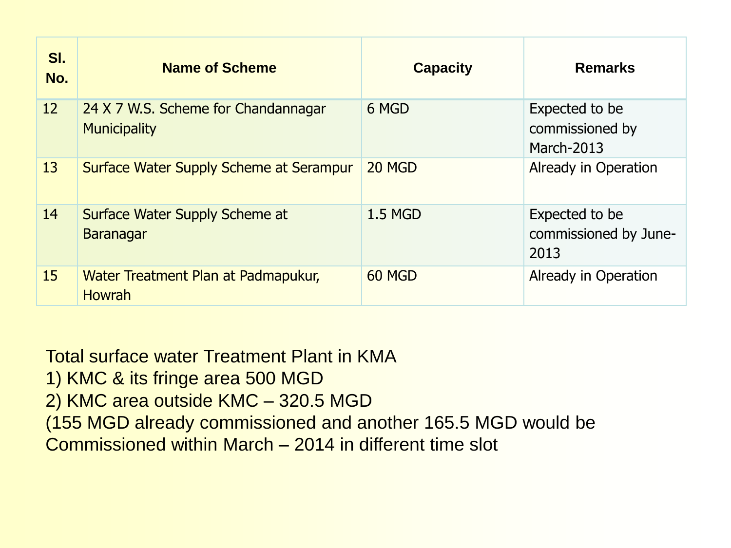| Sl. No. | Name of Scheme | Capacity | Remarks |
|---|---|---|---|
| 12 | 24 X 7 W.S. Scheme for Chandannagar Municipality | 6 MGD | Expected to be commissioned by March-2013 |
| 13 | Surface Water Supply Scheme at Serampur | 20 MGD | Already in Operation |
| 14 | Surface Water Supply Scheme at Baranagar | 1.5 MGD | Expected to be commissioned by June-2013 |
| 15 | Water Treatment Plan at Padmapukur, Howrah | 60 MGD | Already in Operation |

Total surface water Treatment Plant in KMA
1) KMC & its fringe area 500 MGD
2) KMC area outside KMC – 320.5 MGD
(155 MGD already commissioned and another 165.5 MGD would be Commissioned within March – 2014 in different time slot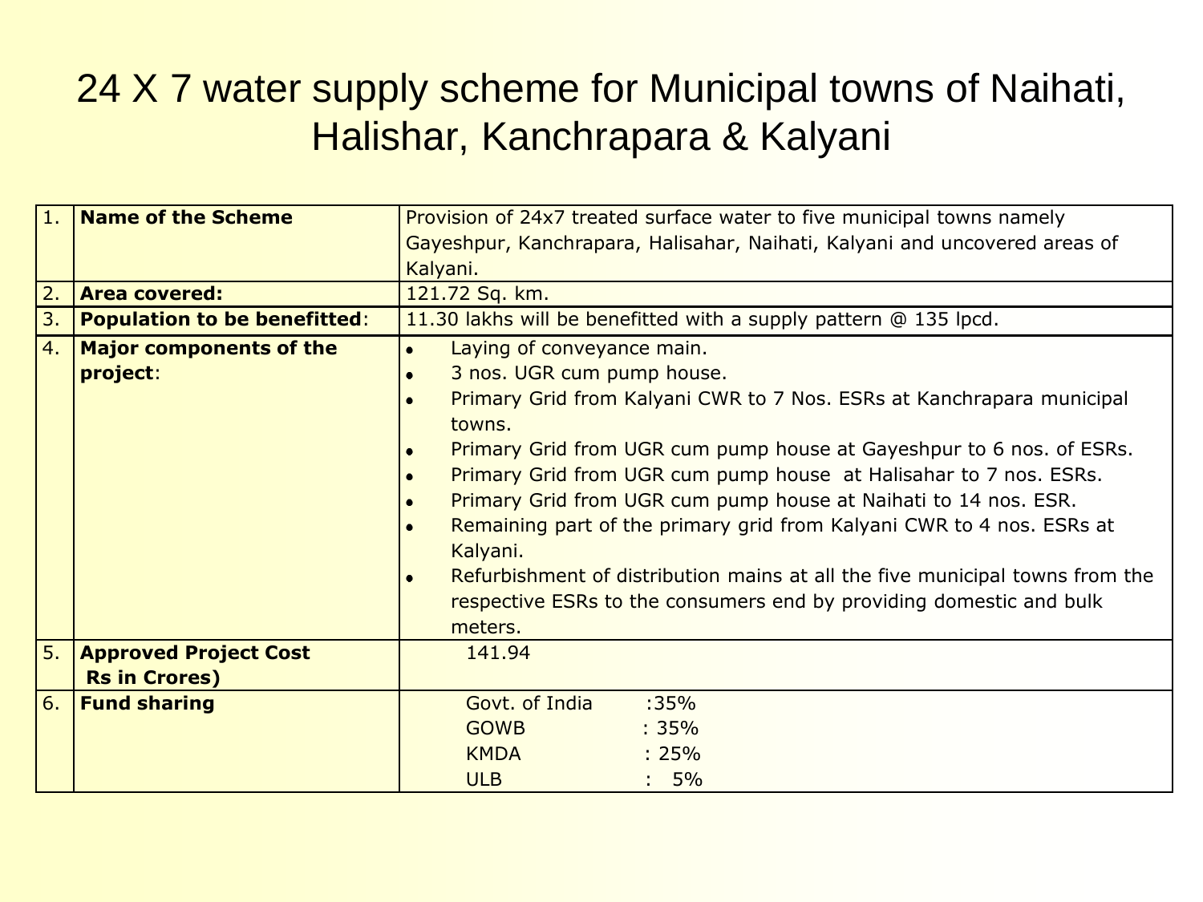# 24 X 7 water supply scheme for Municipal towns of Naihati, Halishar, Kanchrapara & Kalyani

| | | |
|---|---|---|
| 1. | **Name of the Scheme** | Provision of 24x7 treated surface water to five municipal towns namely Gayeshpur, Kanchrapara, Halisahar, Naihati, Kalyani and uncovered areas of Kalyani. |
| 2. | **Area covered:** | 121.72 Sq. km. |
| 3. | **Population to be benefitted**: | 11.30 lakhs will be benefitted with a supply pattern @ 135 lpcd. |
| 4. | **Major components of the project**: | • Laying of conveyance main.<br>• 3 nos. UGR cum pump house.<br>• Primary Grid from Kalyani CWR to 7 Nos. ESRs at Kanchrapara municipal towns.<br>• Primary Grid from UGR cum pump house at Gayeshpur to 6 nos. of ESRs.<br>• Primary Grid from UGR cum pump house at Halisahar to 7 nos. ESRs.<br>• Primary Grid from UGR cum pump house at Naihati to 14 nos. ESR.<br>• Remaining part of the primary grid from Kalyani CWR to 4 nos. ESRs at Kalyani.<br>• Refurbishment of distribution mains at all the five municipal towns from the respective ESRs to the consumers end by providing domestic and bulk meters. |
| 5. | **Approved Project Cost Rs in Crores)** | 141.94 |
| 6. | **Fund sharing** | Govt. of India :35%<br>GOWB : 35%<br>KMDA : 25%<br>ULB : 5% |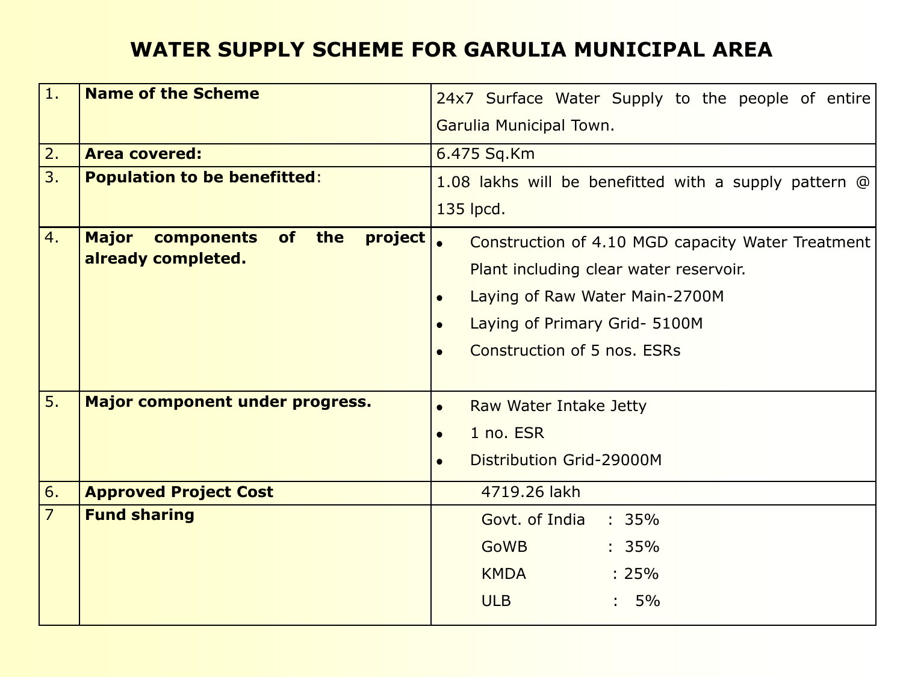# WATER SUPPLY SCHEME FOR GARULIA MUNICIPAL AREA

| | | |
|---|---|---|
| 1. | **Name of the Scheme** | 24x7 Surface Water Supply to the people of entire Garulia Municipal Town. |
| 2. | **Area covered:** | 6.475 Sq.Km |
| 3. | **Population to be benefitted**: | 1.08 lakhs will be benefitted with a supply pattern @ 135 lpcd. |
| 4. | **Major components of the project already completed.** | • Construction of 4.10 MGD capacity Water Treatment Plant including clear water reservoir.<br>• Laying of Raw Water Main-2700M<br>• Laying of Primary Grid- 5100M<br>• Construction of 5 nos. ESRs |
| 5. | **Major component under progress.** | • Raw Water Intake Jetty<br>• 1 no. ESR<br>• Distribution Grid-29000M |
| 6. | **Approved Project Cost** | 4719.26 lakh |
| 7 | **Fund sharing** | Govt. of India : 35%<br>GoWB : 35%<br>KMDA : 25%<br>ULB : 5% |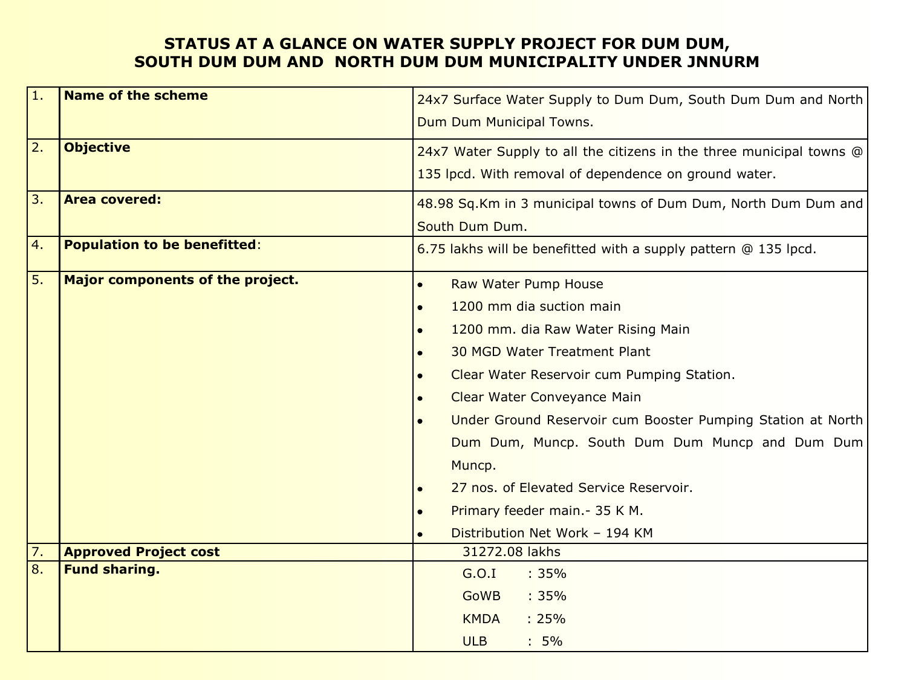# STATUS AT A GLANCE ON WATER SUPPLY PROJECT FOR DUM DUM, SOUTH DUM DUM AND NORTH DUM DUM MUNICIPALITY UNDER JNNURM

| | | |
|---|---|---|
| 1. | **Name of the scheme** | 24x7 Surface Water Supply to Dum Dum, South Dum Dum and North Dum Dum Municipal Towns. |
| 2. | **Objective** | 24x7 Water Supply to all the citizens in the three municipal towns @ 135 lpcd. With removal of dependence on ground water. |
| 3. | **Area covered:** | 48.98 Sq.Km in 3 municipal towns of Dum Dum, North Dum Dum and South Dum Dum. |
| 4. | **Population to be benefitted**: | 6.75 lakhs will be benefitted with a supply pattern @ 135 lpcd. |
| 5. | **Major components of the project.** | • Raw Water Pump House<br>• 1200 mm dia suction main<br>• 1200 mm. dia Raw Water Rising Main<br>• 30 MGD Water Treatment Plant<br>• Clear Water Reservoir cum Pumping Station.<br>• Clear Water Conveyance Main<br>• Under Ground Reservoir cum Booster Pumping Station at North Dum Dum, Muncp. South Dum Dum Muncp and Dum Dum Muncp.<br>• 27 nos. of Elevated Service Reservoir.<br>• Primary feeder main.- 35 K M.<br>• Distribution Net Work – 194 KM |
| 7. | **Approved Project cost** | 31272.08 lakhs |
| 8. | **Fund sharing.** | G.O.I : 35%<br>GoWB : 35%<br>KMDA : 25%<br>ULB : 5% |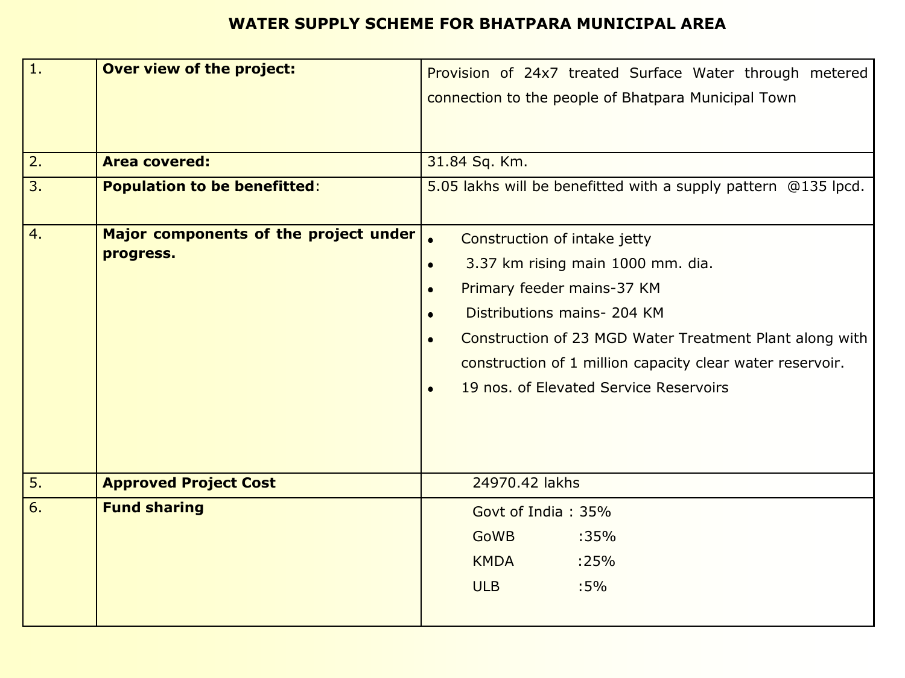# WATER SUPPLY SCHEME FOR BHATPARA MUNICIPAL AREA

| | | |
|---|---|---|
| 1. | **Over view of the project:** | Provision of 24x7 treated Surface Water through metered connection to the people of Bhatpara Municipal Town |
| 2. | **Area covered:** | 31.84 Sq. Km. |
| 3. | **Population to be benefitted**: | 5.05 lakhs will be benefitted with a supply pattern @135 lpcd. |
| 4. | **Major components of the project under progress.** | • Construction of intake jetty<br>• 3.37 km rising main 1000 mm. dia.<br>• Primary feeder mains-37 KM<br>• Distributions mains- 204 KM<br>• Construction of 23 MGD Water Treatment Plant along with construction of 1 million capacity clear water reservoir.<br>• 19 nos. of Elevated Service Reservoirs |
| 5. | **Approved Project Cost** | 24970.42 lakhs |
| 6. | **Fund sharing** | Govt of India : 35%<br>GoWB :35%<br>KMDA :25%<br>ULB :5% |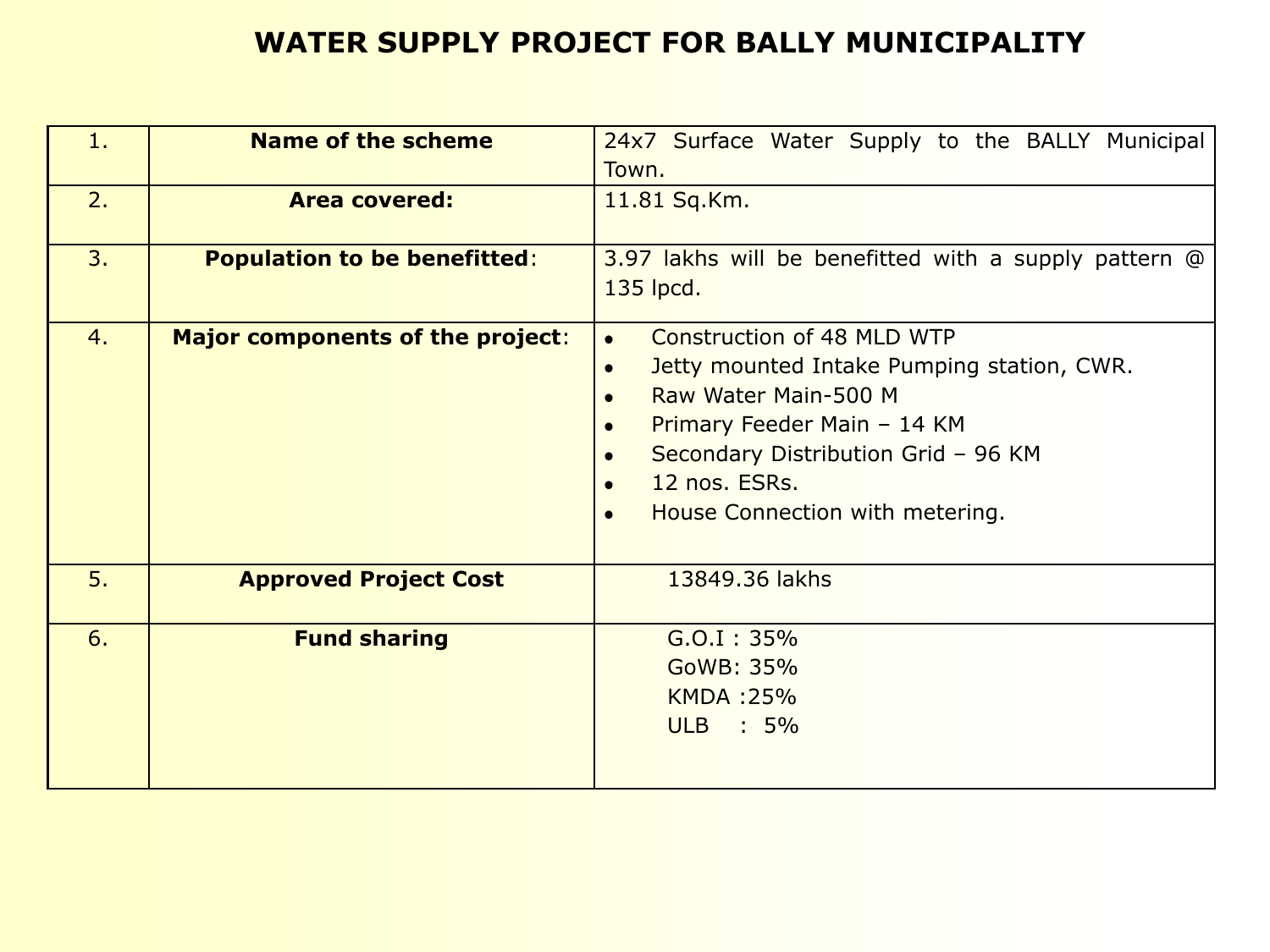# WATER SUPPLY PROJECT FOR BALLY MUNICIPALITY

| | | |
|---|---|---|
| 1. | **Name of the scheme** | 24x7 Surface Water Supply to the BALLY Municipal Town. |
| 2. | **Area covered:** | 11.81 Sq.Km. |
| 3. | **Population to be benefitted**: | 3.97 lakhs will be benefitted with a supply pattern @ 135 lpcd. |
| 4. | **Major components of the project**: | • Construction of 48 MLD WTP<br>• Jetty mounted Intake Pumping station, CWR.<br>• Raw Water Main-500 M<br>• Primary Feeder Main – 14 KM<br>• Secondary Distribution Grid – 96 KM<br>• 12 nos. ESRs.<br>• House Connection with metering. |
| 5. | **Approved Project Cost** | 13849.36 lakhs |
| 6. | **Fund sharing** | G.O.I : 35%<br>GoWB: 35%<br>KMDA :25%<br>ULB : 5% |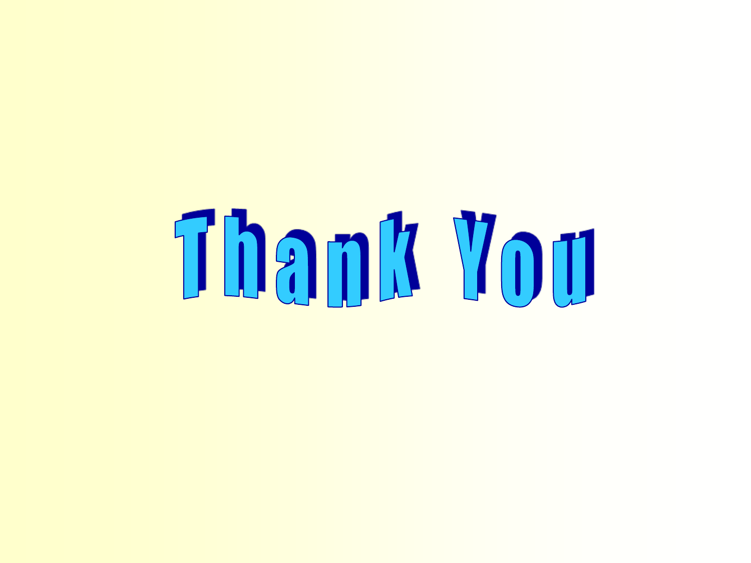# Thank You